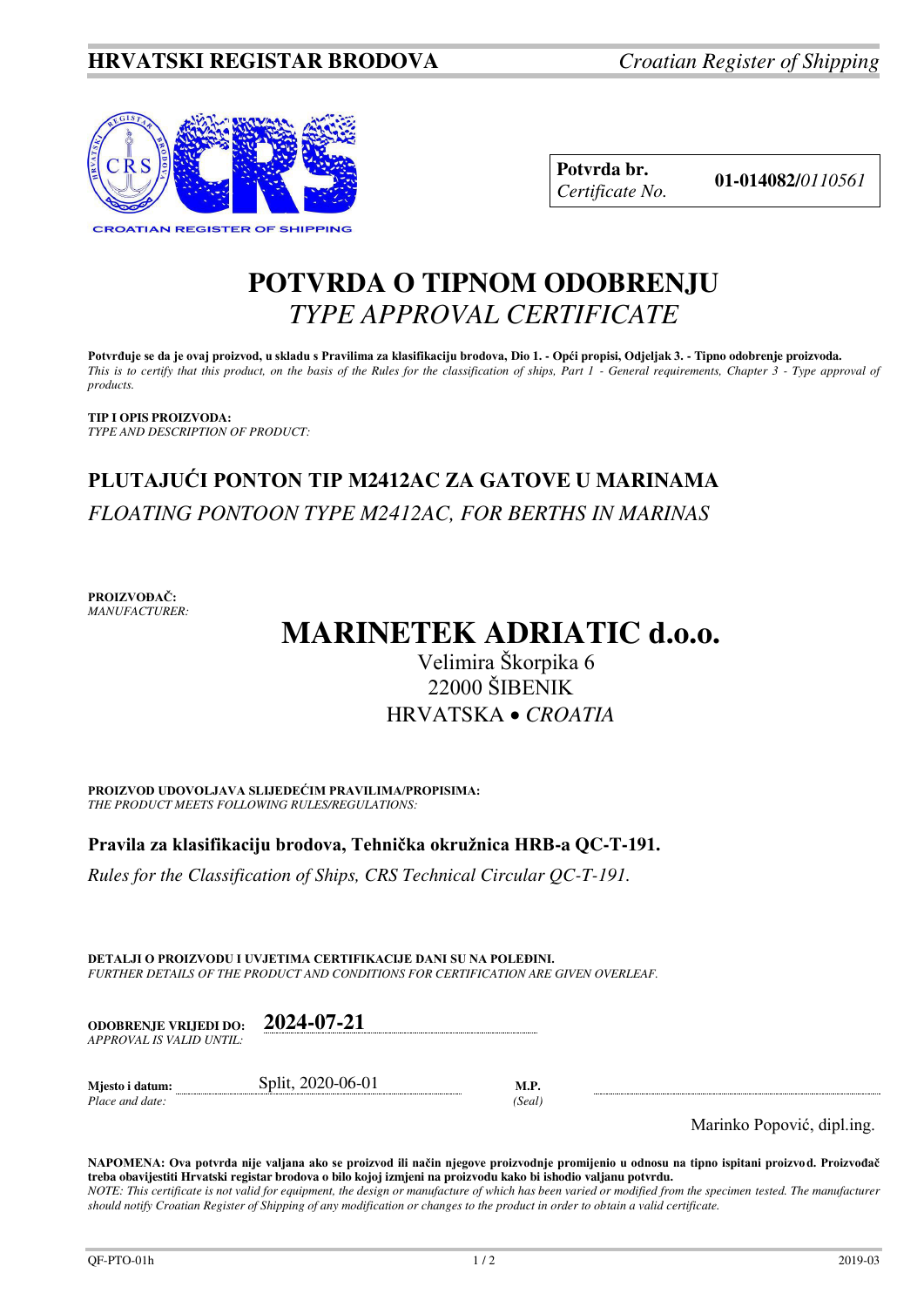**HRVATSKI REGISTAR BRODOVA** *Croatian Register of Shipping*

CROATIAN REGISTER OF SHIPPING

| **Potvrda br.** *Certificate No.* | **01-014082/***0110561* |
|---|---|

# POTVRDA O TIPNOM ODOBRENJU
## *TYPE APPROVAL CERTIFICATE*

**Potvrđuje se da je ovaj proizvod, u skladu s Pravilima za klasifikaciju brodova, Dio 1. - Opći propisi, Odjeljak 3. - Tipno odobrenje proizvoda.**
*This is to certify that this product, on the basis of the Rules for the classification of ships, Part 1 - General requirements, Chapter 3 - Type approval of products.*

**TIP I OPIS PROIZVODA:**
*TYPE AND DESCRIPTION OF PRODUCT:*

## PLUTAJUĆI PONTON TIP M2412AC ZA GATOVE U MARINAMA
*FLOATING PONTOON TYPE M2412AC, FOR BERTHS IN MARINAS*

**PROIZVOĐAČ:**
*MANUFACTURER:*

# MARINETEK ADRIATIC d.o.o.
Velimira Škorpika 6
22000 ŠIBENIK
HRVATSKA • *CROATIA*

**PROIZVOD UDOVOLJAVA SLIJEDEĆIM PRAVILIMA/PROPISIMA:**
*THE PRODUCT MEETS FOLLOWING RULES/REGULATIONS:*

**Pravila za klasifikaciju brodova, Tehnička okružnica HRB-a QC-T-191.**

*Rules for the Classification of Ships, CRS Technical Circular QC-T-191.*

**DETALJI O PROIZVODU I UVJETIMA CERTIFIKACIJE DANI SU NA POLEĐINI.**
*FURTHER DETAILS OF THE PRODUCT AND CONDITIONS FOR CERTIFICATION ARE GIVEN OVERLEAF.*

**ODOBRENJE VRIJEDI DO:** *APPROVAL IS VALID UNTIL:* **2024-07-21**

**Mjesto i datum:** *Place and date:* Split, 2020-06-01

**M.P.** *(Seal)*

Marinko Popović, dipl.ing.

**NAPOMENA: Ova potvrda nije valjana ako se proizvod ili način njegove proizvodnje promijenio u odnosu na tipno ispitani proizvod. Proizvođač treba obavijestiti Hrvatski registar brodova o bilo kojoj izmjeni na proizvodu kako bi ishodio valjanu potvrdu.**
*NOTE: This certificate is not valid for equipment, the design or manufacture of which has been varied or modified from the specimen tested. The manufacturer should notify Croatian Register of Shipping of any modification or changes to the product in order to obtain a valid certificate.*

QF-PTO-01h 2019-03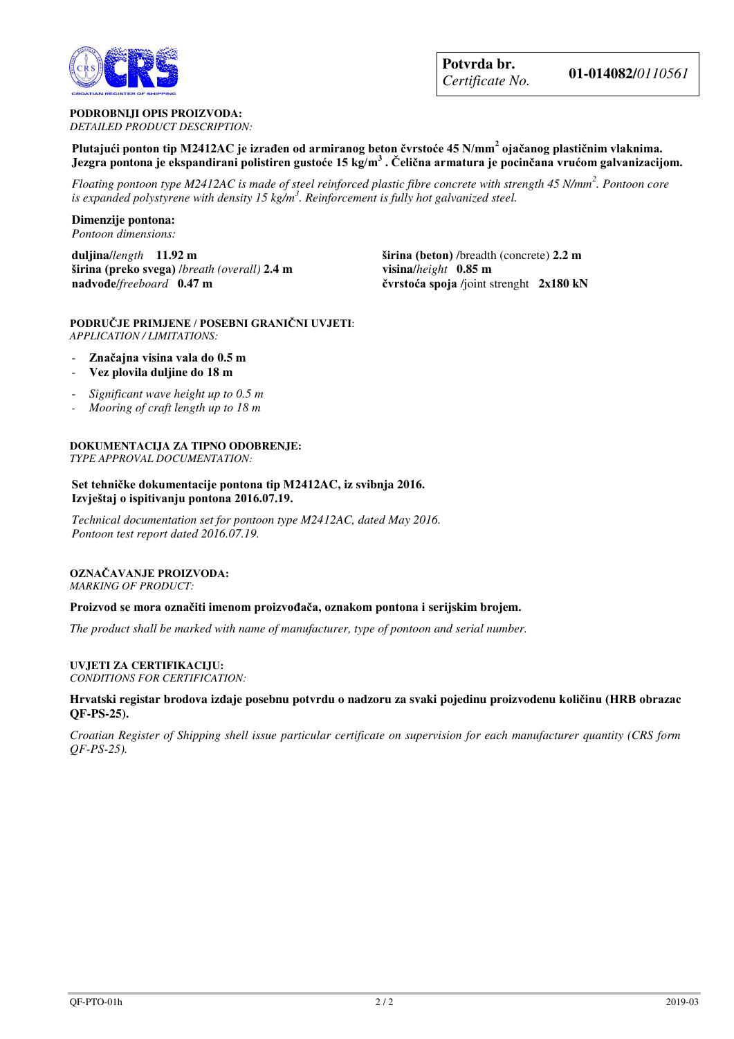| **Potvrda br.** *Certificate No.* | **01-014082/***0110561* |
|---|---|

**PODROBNIJI OPIS PROIZVODA:**
*DETAILED PRODUCT DESCRIPTION:*

**Plutajući ponton tip M2412AC je izrađen od armiranog beton čvrstoće 45 N/mm$^2$ ojačanog plastičnim vlaknima. Jezgra pontona je ekspandirani polistiren gustoće 15 kg/m$^3$ . Čelična armatura je pocinčana vrućom galvanizacijom.**

*Floating pontoon type M2412AC is made of steel reinforced plastic fibre concrete with strength 45 N/mm$^2$. Pontoon core is expanded polystyrene with density 15 kg/m$^3$. Reinforcement is fully hot galvanized steel.*

**Dimenzije pontona:**
*Pontoon dimensions:*

**duljina/***length* **11.92 m**
**širina (preko svega)** /*breath (overall)* **2.4 m**
**nadvođe/***freeboard* **0.47 m**
**širina (beton)** /breadth (concrete) **2.2 m**
**visina/***height* **0.85 m**
**čvrstoća spoja** /joint strenght **2x180 kN**

**PODRUČJE PRIMJENE / POSEBNI GRANIČNI UVJETI**:
*APPLICATION / LIMITATIONS:*

- **Značajna visina vala do 0.5 m**
- **Vez plovila duljine do 18 m**

- *Significant wave height up to 0.5 m*
- *Mooring of craft length up to 18 m*

**DOKUMENTACIJA ZA TIPNO ODOBRENJE:**
*TYPE APPROVAL DOCUMENTATION:*

**Set tehničke dokumentacije pontona tip M2412AC, iz svibnja 2016.**
**Izvještaj o ispitivanju pontona 2016.07.19.**

*Technical documentation set for pontoon type M2412AC, dated May 2016.*
*Pontoon test report dated 2016.07.19.*

**OZNAČAVANJE PROIZVODA:**
*MARKING OF PRODUCT:*

**Proizvod se mora označiti imenom proizvođača, oznakom pontona i serijskim brojem.**

*The product shall be marked with name of manufacturer, type of pontoon and serial number.*

**UVJETI ZA CERTIFIKACIJU:**
*CONDITIONS FOR CERTIFICATION:*

**Hrvatski registar brodova izdaje posebnu potvrdu o nadzoru za svaki pojedinu proizvodenu količinu (HRB obrazac QF-PS-25).**

*Croatian Register of Shipping shell issue particular certificate on supervision for each manufacturer quantity (CRS form QF-PS-25).*